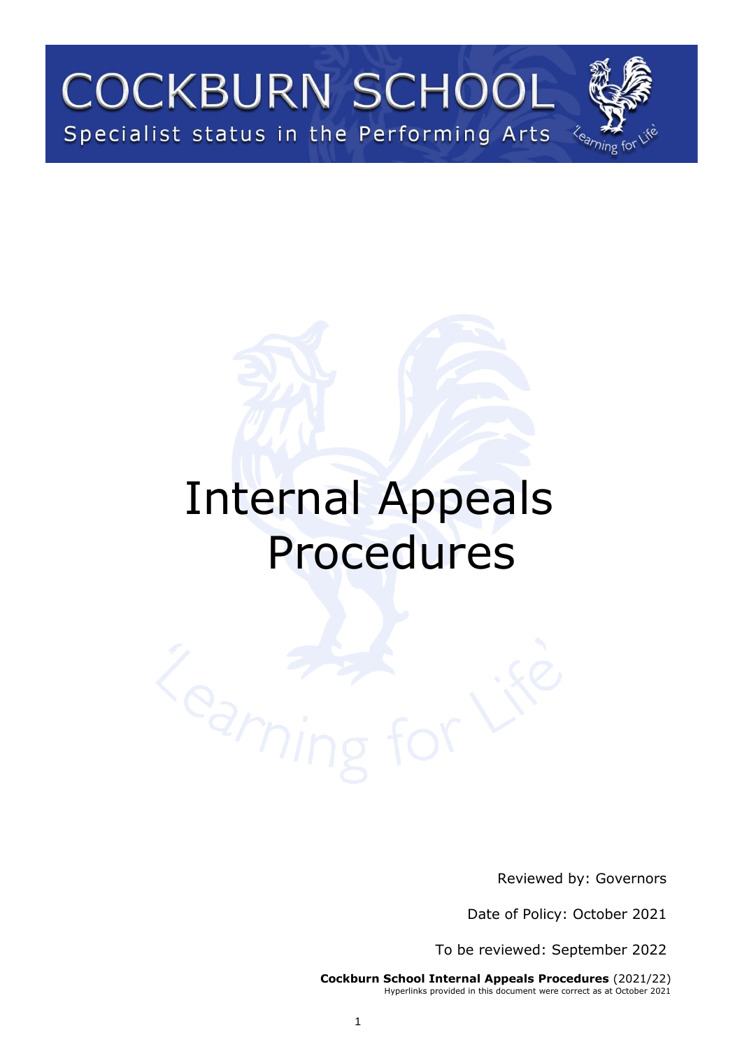# COCKBURN SCHOOL

Specialist status in the Performing Arts

'Learning for Life'

# Internal Appeals Procedures

Reviewed by: Governors

Date of Policy: October 2021

To be reviewed: September 2022

**Cockburn School Internal Appeals Procedures** (2021/22)
Hyperlinks provided in this document were correct as at October 2021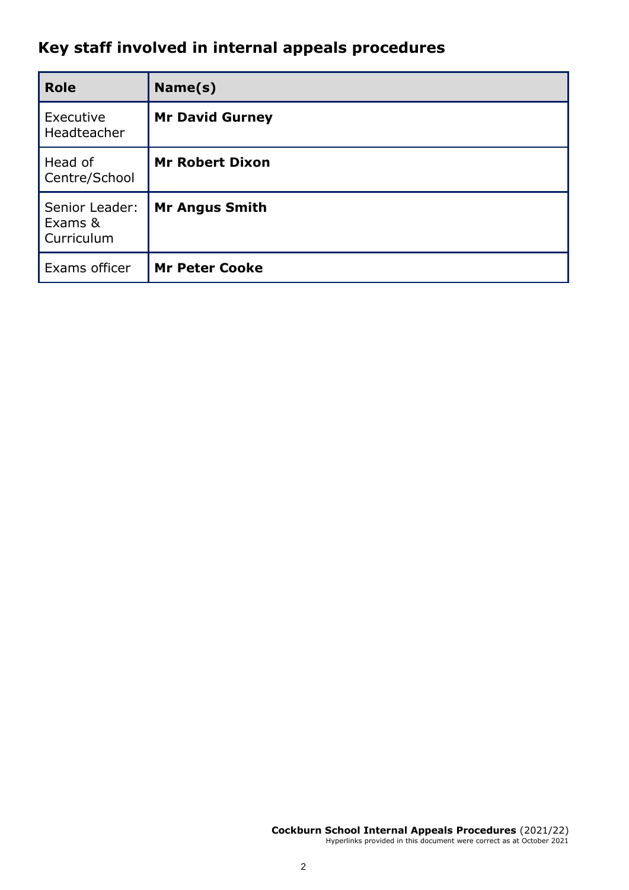## Key staff involved in internal appeals procedures

| Role | Name(s) |
|---|---|
| Executive Headteacher | **Mr David Gurney** |
| Head of Centre/School | **Mr Robert Dixon** |
| Senior Leader: Exams & Curriculum | **Mr Angus Smith** |
| Exams officer | **Mr Peter Cooke** |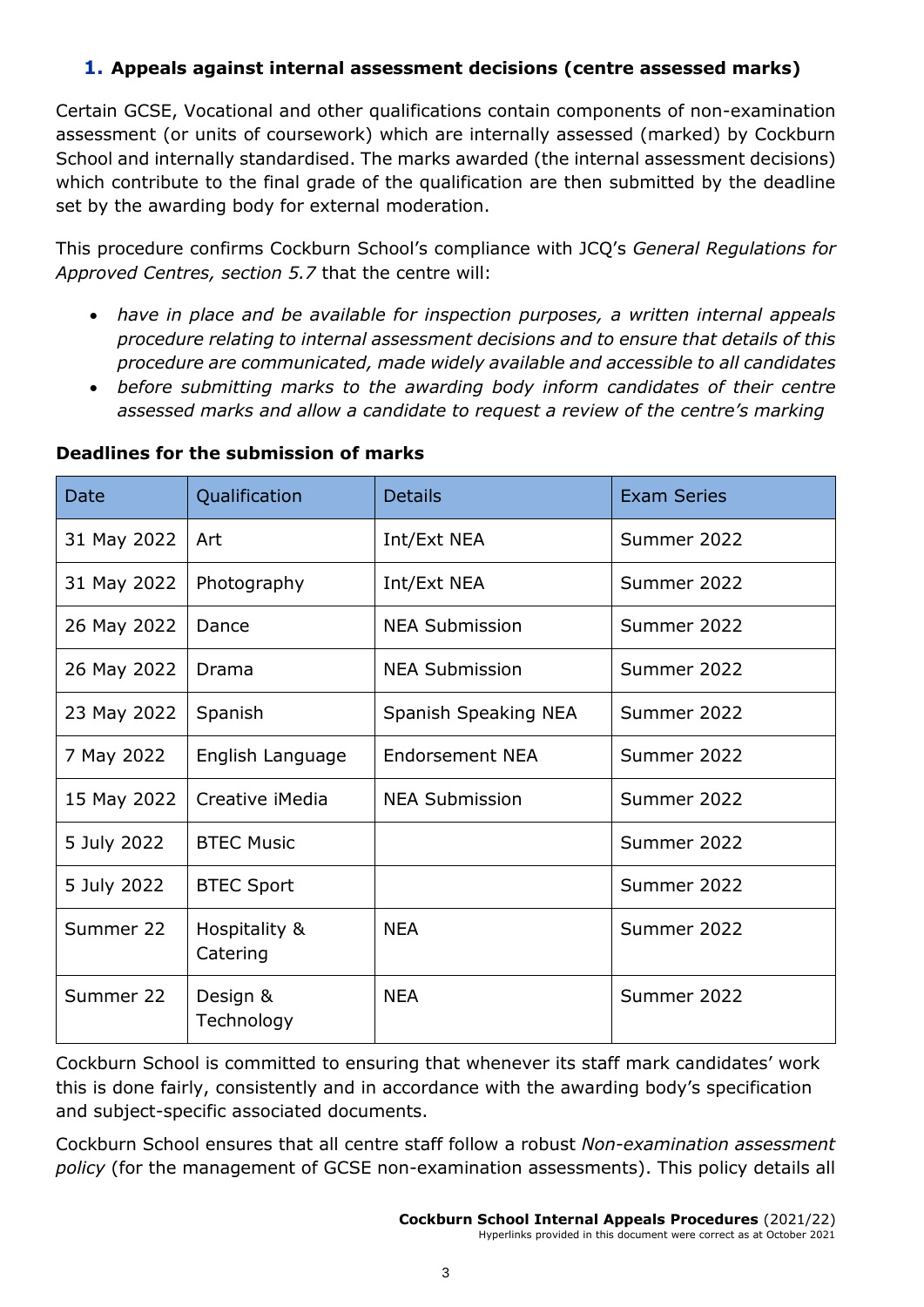## 1. Appeals against internal assessment decisions (centre assessed marks)

Certain GCSE, Vocational and other qualifications contain components of non-examination assessment (or units of coursework) which are internally assessed (marked) by Cockburn School and internally standardised. The marks awarded (the internal assessment decisions) which contribute to the final grade of the qualification are then submitted by the deadline set by the awarding body for external moderation.

This procedure confirms Cockburn School's compliance with JCQ's *General Regulations for Approved Centres, section 5.7* that the centre will:

- *have in place and be available for inspection purposes, a written internal appeals procedure relating to internal assessment decisions and to ensure that details of this procedure are communicated, made widely available and accessible to all candidates*
- *before submitting marks to the awarding body inform candidates of their centre assessed marks and allow a candidate to request a review of the centre's marking*

**Deadlines for the submission of marks**

| Date | Qualification | Details | Exam Series |
|---|---|---|---|
| 31 May 2022 | Art | Int/Ext NEA | Summer 2022 |
| 31 May 2022 | Photography | Int/Ext NEA | Summer 2022 |
| 26 May 2022 | Dance | NEA Submission | Summer 2022 |
| 26 May 2022 | Drama | NEA Submission | Summer 2022 |
| 23 May 2022 | Spanish | Spanish Speaking NEA | Summer 2022 |
| 7 May 2022 | English Language | Endorsement NEA | Summer 2022 |
| 15 May 2022 | Creative iMedia | NEA Submission | Summer 2022 |
| 5 July 2022 | BTEC Music | | Summer 2022 |
| 5 July 2022 | BTEC Sport | | Summer 2022 |
| Summer 22 | Hospitality & Catering | NEA | Summer 2022 |
| Summer 22 | Design & Technology | NEA | Summer 2022 |

Cockburn School is committed to ensuring that whenever its staff mark candidates' work this is done fairly, consistently and in accordance with the awarding body's specification and subject-specific associated documents.

Cockburn School ensures that all centre staff follow a robust *Non-examination assessment policy* (for the management of GCSE non-examination assessments). This policy details all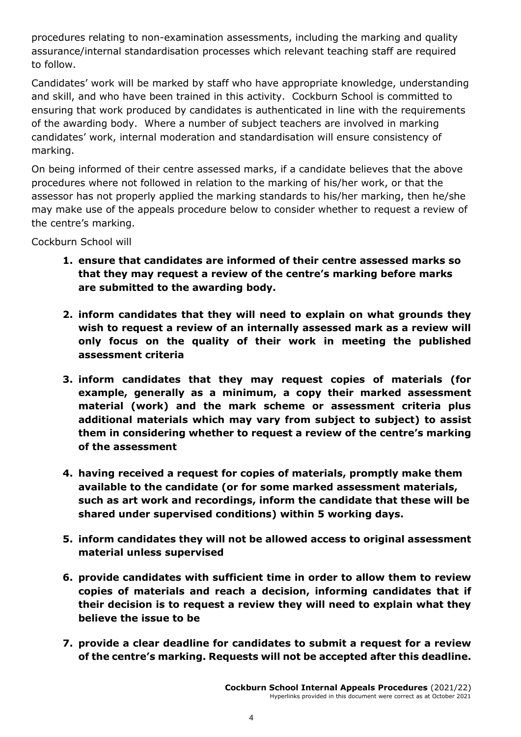procedures relating to non-examination assessments, including the marking and quality assurance/internal standardisation processes which relevant teaching staff are required to follow.

Candidates' work will be marked by staff who have appropriate knowledge, understanding and skill, and who have been trained in this activity. Cockburn School is committed to ensuring that work produced by candidates is authenticated in line with the requirements of the awarding body. Where a number of subject teachers are involved in marking candidates' work, internal moderation and standardisation will ensure consistency of marking.

On being informed of their centre assessed marks, if a candidate believes that the above procedures where not followed in relation to the marking of his/her work, or that the assessor has not properly applied the marking standards to his/her marking, then he/she may make use of the appeals procedure below to consider whether to request a review of the centre's marking.

Cockburn School will

1. **ensure that candidates are informed of their centre assessed marks so that they may request a review of the centre's marking before marks are submitted to the awarding body.**
2. **inform candidates that they will need to explain on what grounds they wish to request a review of an internally assessed mark as a review will only focus on the quality of their work in meeting the published assessment criteria**
3. **inform candidates that they may request copies of materials (for example, generally as a minimum, a copy their marked assessment material (work) and the mark scheme or assessment criteria plus additional materials which may vary from subject to subject) to assist them in considering whether to request a review of the centre's marking of the assessment**
4. **having received a request for copies of materials, promptly make them available to the candidate (or for some marked assessment materials, such as art work and recordings, inform the candidate that these will be shared under supervised conditions) within 5 working days.**
5. **inform candidates they will not be allowed access to original assessment material unless supervised**
6. **provide candidates with sufficient time in order to allow them to review copies of materials and reach a decision, informing candidates that if their decision is to request a review they will need to explain what they believe the issue to be**
7. **provide a clear deadline for candidates to submit a request for a review of the centre's marking. Requests will not be accepted after this deadline.**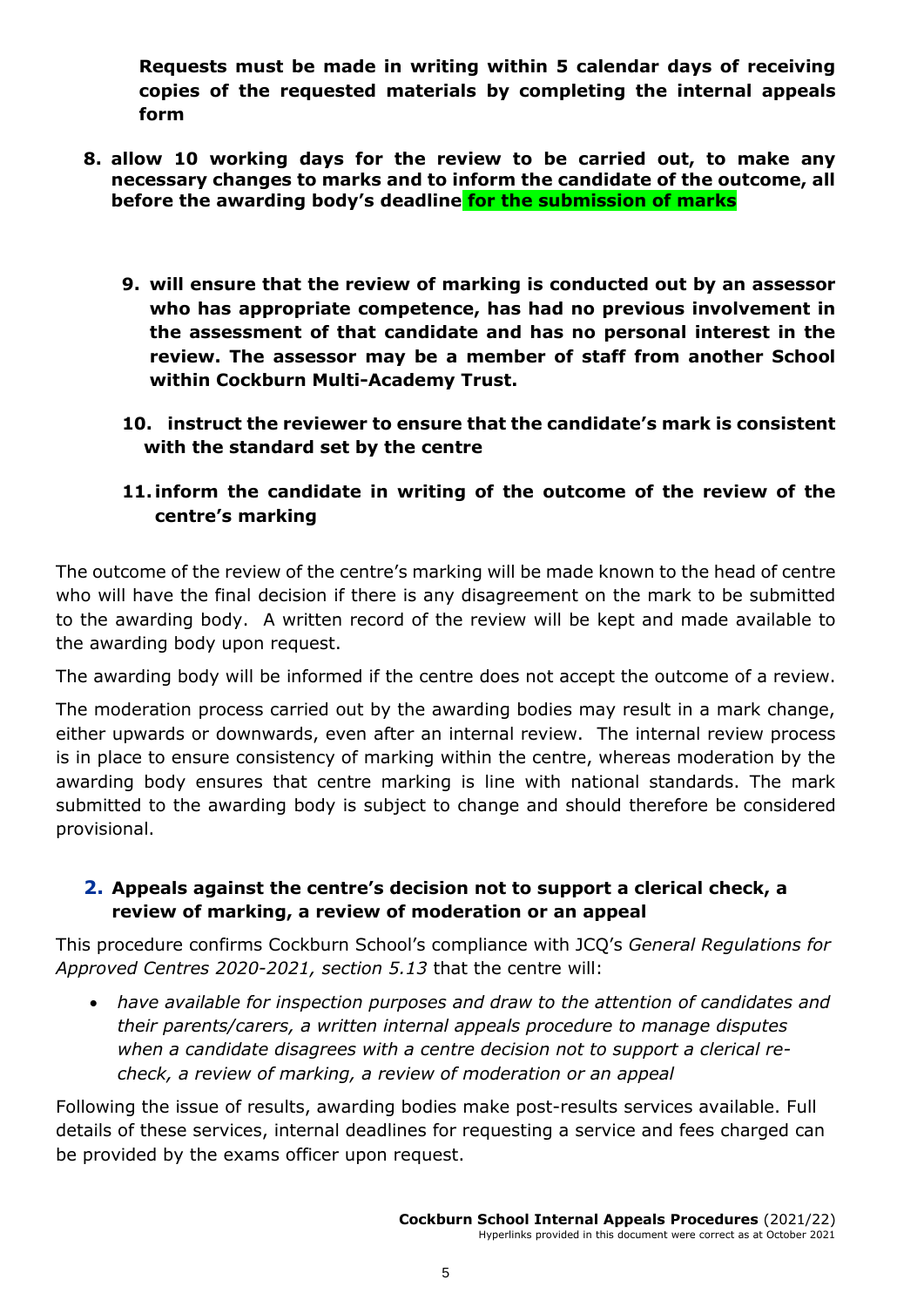**Requests must be made in writing within 5 calendar days of receiving copies of the requested materials by completing the internal appeals form**

8. **allow 10 working days for the review to be carried out, to make any necessary changes to marks and to inform the candidate of the outcome, all before the awarding body's deadline for the submission of marks**
9. **will ensure that the review of marking is conducted out by an assessor who has appropriate competence, has had no previous involvement in the assessment of that candidate and has no personal interest in the review. The assessor may be a member of staff from another School within Cockburn Multi-Academy Trust.**
10. **instruct the reviewer to ensure that the candidate's mark is consistent with the standard set by the centre**
11. **inform the candidate in writing of the outcome of the review of the centre's marking**

The outcome of the review of the centre's marking will be made known to the head of centre who will have the final decision if there is any disagreement on the mark to be submitted to the awarding body. A written record of the review will be kept and made available to the awarding body upon request.

The awarding body will be informed if the centre does not accept the outcome of a review.

The moderation process carried out by the awarding bodies may result in a mark change, either upwards or downwards, even after an internal review. The internal review process is in place to ensure consistency of marking within the centre, whereas moderation by the awarding body ensures that centre marking is line with national standards. The mark submitted to the awarding body is subject to change and should therefore be considered provisional.

## 2. Appeals against the centre's decision not to support a clerical check, a review of marking, a review of moderation or an appeal

This procedure confirms Cockburn School's compliance with JCQ's *General Regulations for Approved Centres 2020-2021, section 5.13* that the centre will:

- *have available for inspection purposes and draw to the attention of candidates and their parents/carers, a written internal appeals procedure to manage disputes when a candidate disagrees with a centre decision not to support a clerical re-check, a review of marking, a review of moderation or an appeal*

Following the issue of results, awarding bodies make post-results services available. Full details of these services, internal deadlines for requesting a service and fees charged can be provided by the exams officer upon request.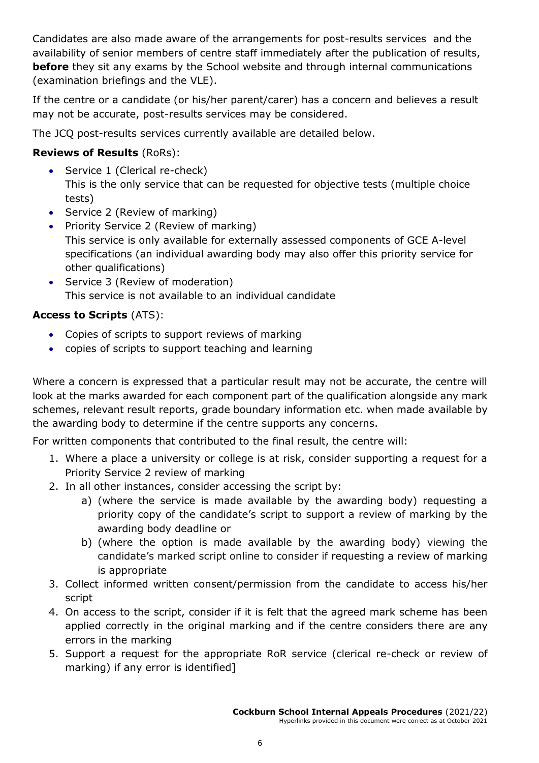Candidates are also made aware of the arrangements for post-results services and the availability of senior members of centre staff immediately after the publication of results, **before** they sit any exams by the School website and through internal communications (examination briefings and the VLE).

If the centre or a candidate (or his/her parent/carer) has a concern and believes a result may not be accurate, post-results services may be considered.

The JCQ post-results services currently available are detailed below.

**Reviews of Results** (RoRs):

- Service 1 (Clerical re-check)
  This is the only service that can be requested for objective tests (multiple choice tests)
- Service 2 (Review of marking)
- Priority Service 2 (Review of marking)
  This service is only available for externally assessed components of GCE A-level specifications (an individual awarding body may also offer this priority service for other qualifications)
- Service 3 (Review of moderation)
  This service is not available to an individual candidate

**Access to Scripts** (ATS):

- Copies of scripts to support reviews of marking
- copies of scripts to support teaching and learning

Where a concern is expressed that a particular result may not be accurate, the centre will look at the marks awarded for each component part of the qualification alongside any mark schemes, relevant result reports, grade boundary information etc. when made available by the awarding body to determine if the centre supports any concerns.

For written components that contributed to the final result, the centre will:

1. Where a place a university or college is at risk, consider supporting a request for a Priority Service 2 review of marking
2. In all other instances, consider accessing the script by:
   a) (where the service is made available by the awarding body) requesting a priority copy of the candidate's script to support a review of marking by the awarding body deadline or
   b) (where the option is made available by the awarding body) viewing the candidate's marked script online to consider if requesting a review of marking is appropriate
3. Collect informed written consent/permission from the candidate to access his/her script
4. On access to the script, consider if it is felt that the agreed mark scheme has been applied correctly in the original marking and if the centre considers there are any errors in the marking
5. Support a request for the appropriate RoR service (clerical re-check or review of marking) if any error is identified]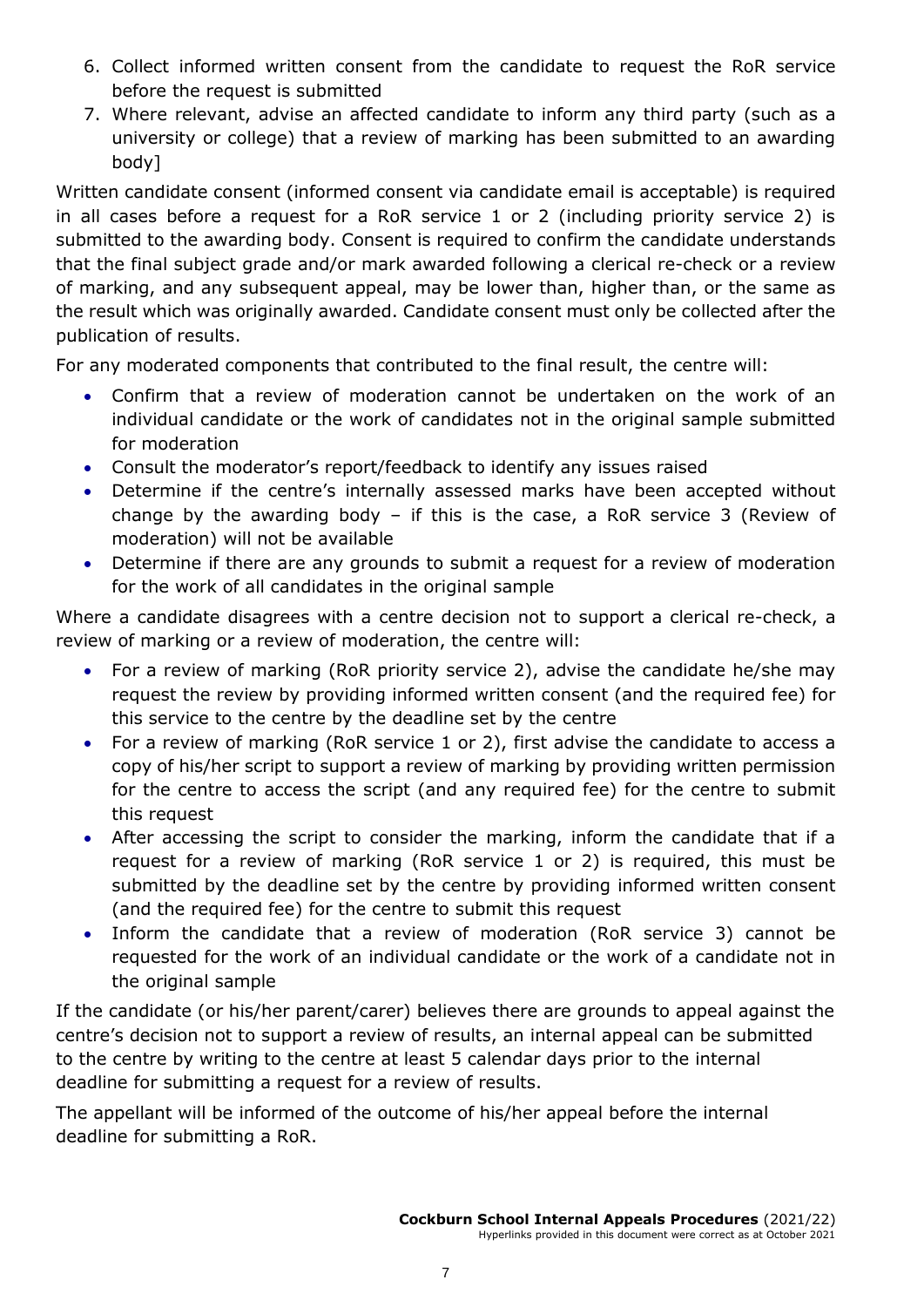6. Collect informed written consent from the candidate to request the RoR service before the request is submitted
7. Where relevant, advise an affected candidate to inform any third party (such as a university or college) that a review of marking has been submitted to an awarding body]

Written candidate consent (informed consent via candidate email is acceptable) is required in all cases before a request for a RoR service 1 or 2 (including priority service 2) is submitted to the awarding body. Consent is required to confirm the candidate understands that the final subject grade and/or mark awarded following a clerical re-check or a review of marking, and any subsequent appeal, may be lower than, higher than, or the same as the result which was originally awarded. Candidate consent must only be collected after the publication of results.

For any moderated components that contributed to the final result, the centre will:

- Confirm that a review of moderation cannot be undertaken on the work of an individual candidate or the work of candidates not in the original sample submitted for moderation
- Consult the moderator's report/feedback to identify any issues raised
- Determine if the centre's internally assessed marks have been accepted without change by the awarding body – if this is the case, a RoR service 3 (Review of moderation) will not be available
- Determine if there are any grounds to submit a request for a review of moderation for the work of all candidates in the original sample

Where a candidate disagrees with a centre decision not to support a clerical re-check, a review of marking or a review of moderation, the centre will:

- For a review of marking (RoR priority service 2), advise the candidate he/she may request the review by providing informed written consent (and the required fee) for this service to the centre by the deadline set by the centre
- For a review of marking (RoR service 1 or 2), first advise the candidate to access a copy of his/her script to support a review of marking by providing written permission for the centre to access the script (and any required fee) for the centre to submit this request
- After accessing the script to consider the marking, inform the candidate that if a request for a review of marking (RoR service 1 or 2) is required, this must be submitted by the deadline set by the centre by providing informed written consent (and the required fee) for the centre to submit this request
- Inform the candidate that a review of moderation (RoR service 3) cannot be requested for the work of an individual candidate or the work of a candidate not in the original sample

If the candidate (or his/her parent/carer) believes there are grounds to appeal against the centre's decision not to support a review of results, an internal appeal can be submitted to the centre by writing to the centre at least 5 calendar days prior to the internal deadline for submitting a request for a review of results.

The appellant will be informed of the outcome of his/her appeal before the internal deadline for submitting a RoR.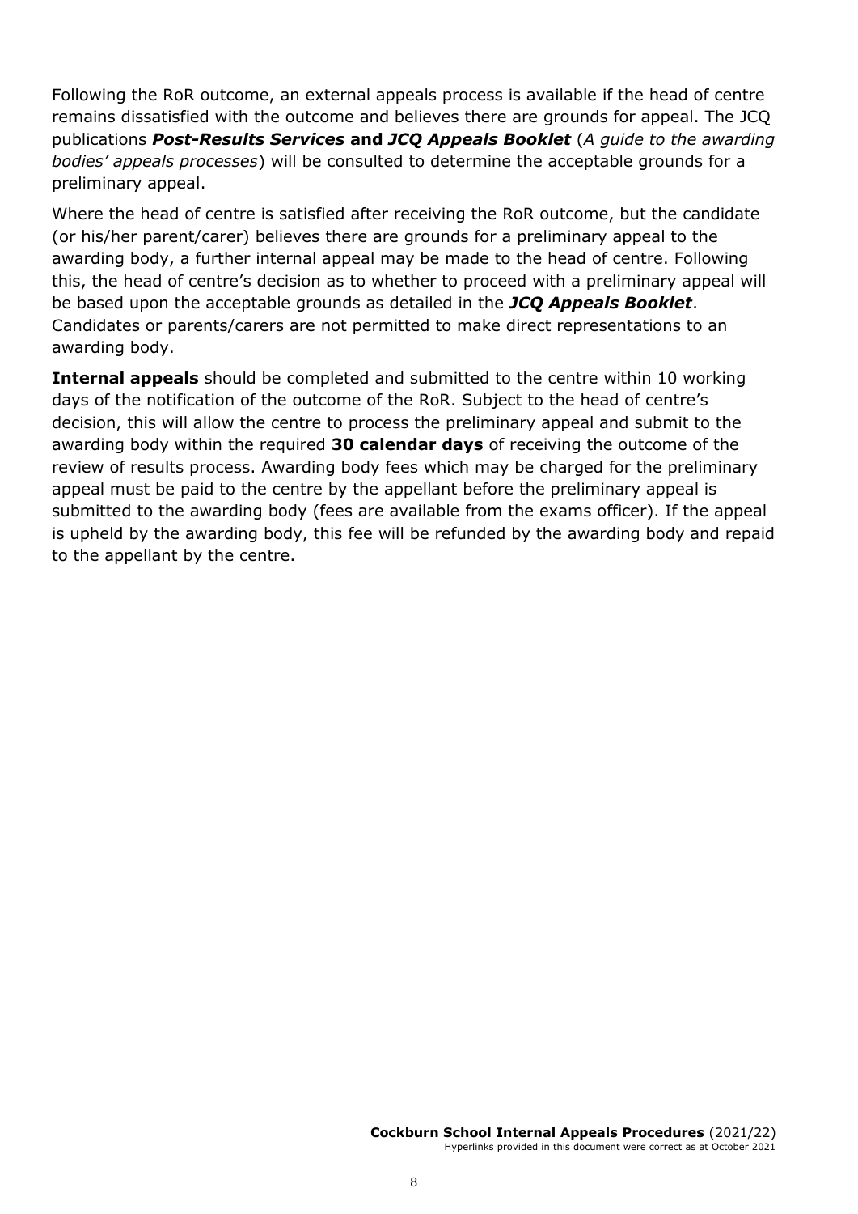Following the RoR outcome, an external appeals process is available if the head of centre remains dissatisfied with the outcome and believes there are grounds for appeal. The JCQ publications ***Post-Results Services* and *JCQ Appeals Booklet*** (*A guide to the awarding bodies' appeals processes*) will be consulted to determine the acceptable grounds for a preliminary appeal.

Where the head of centre is satisfied after receiving the RoR outcome, but the candidate (or his/her parent/carer) believes there are grounds for a preliminary appeal to the awarding body, a further internal appeal may be made to the head of centre. Following this, the head of centre's decision as to whether to proceed with a preliminary appeal will be based upon the acceptable grounds as detailed in the ***JCQ Appeals Booklet***. Candidates or parents/carers are not permitted to make direct representations to an awarding body.

**Internal appeals** should be completed and submitted to the centre within 10 working days of the notification of the outcome of the RoR. Subject to the head of centre's decision, this will allow the centre to process the preliminary appeal and submit to the awarding body within the required **30 calendar days** of receiving the outcome of the review of results process. Awarding body fees which may be charged for the preliminary appeal must be paid to the centre by the appellant before the preliminary appeal is submitted to the awarding body (fees are available from the exams officer). If the appeal is upheld by the awarding body, this fee will be refunded by the awarding body and repaid to the appellant by the centre.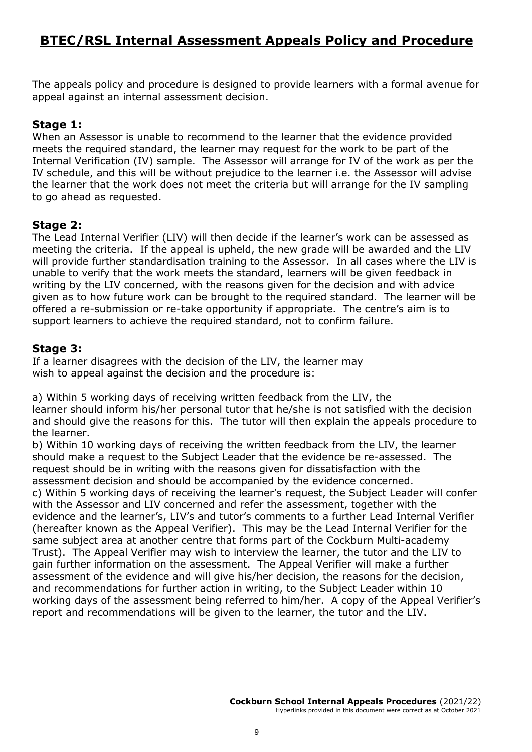## BTEC/RSL Internal Assessment Appeals Policy and Procedure

The appeals policy and procedure is designed to provide learners with a formal avenue for appeal against an internal assessment decision.

### Stage 1:

When an Assessor is unable to recommend to the learner that the evidence provided meets the required standard, the learner may request for the work to be part of the Internal Verification (IV) sample. The Assessor will arrange for IV of the work as per the IV schedule, and this will be without prejudice to the learner i.e. the Assessor will advise the learner that the work does not meet the criteria but will arrange for the IV sampling to go ahead as requested.

### Stage 2:

The Lead Internal Verifier (LIV) will then decide if the learner's work can be assessed as meeting the criteria. If the appeal is upheld, the new grade will be awarded and the LIV will provide further standardisation training to the Assessor. In all cases where the LIV is unable to verify that the work meets the standard, learners will be given feedback in writing by the LIV concerned, with the reasons given for the decision and with advice given as to how future work can be brought to the required standard. The learner will be offered a re-submission or re-take opportunity if appropriate. The centre's aim is to support learners to achieve the required standard, not to confirm failure.

### Stage 3:

If a learner disagrees with the decision of the LIV, the learner may wish to appeal against the decision and the procedure is:

a) Within 5 working days of receiving written feedback from the LIV, the learner should inform his/her personal tutor that he/she is not satisfied with the decision and should give the reasons for this. The tutor will then explain the appeals procedure to the learner.

b) Within 10 working days of receiving the written feedback from the LIV, the learner should make a request to the Subject Leader that the evidence be re-assessed. The request should be in writing with the reasons given for dissatisfaction with the assessment decision and should be accompanied by the evidence concerned.

c) Within 5 working days of receiving the learner's request, the Subject Leader will confer with the Assessor and LIV concerned and refer the assessment, together with the evidence and the learner's, LIV's and tutor's comments to a further Lead Internal Verifier (hereafter known as the Appeal Verifier). This may be the Lead Internal Verifier for the same subject area at another centre that forms part of the Cockburn Multi-academy Trust). The Appeal Verifier may wish to interview the learner, the tutor and the LIV to gain further information on the assessment. The Appeal Verifier will make a further assessment of the evidence and will give his/her decision, the reasons for the decision, and recommendations for further action in writing, to the Subject Leader within 10 working days of the assessment being referred to him/her. A copy of the Appeal Verifier's report and recommendations will be given to the learner, the tutor and the LIV.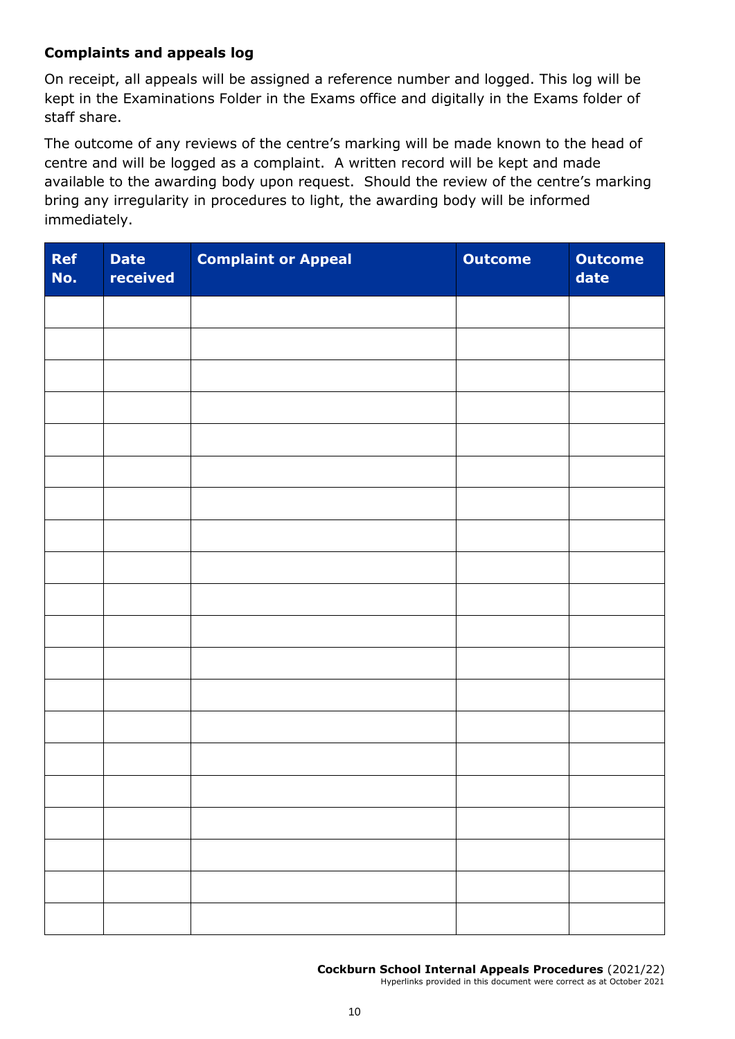### Complaints and appeals log

On receipt, all appeals will be assigned a reference number and logged. This log will be kept in the Examinations Folder in the Exams office and digitally in the Exams folder of staff share.

The outcome of any reviews of the centre's marking will be made known to the head of centre and will be logged as a complaint. A written record will be kept and made available to the awarding body upon request. Should the review of the centre's marking bring any irregularity in procedures to light, the awarding body will be informed immediately.

| Ref No. | Date received | Complaint or Appeal | Outcome | Outcome date |
|---|---|---|---|---|
| | | | | |
| | | | | |
| | | | | |
| | | | | |
| | | | | |
| | | | | |
| | | | | |
| | | | | |
| | | | | |
| | | | | |
| | | | | |
| | | | | |
| | | | | |
| | | | | |
| | | | | |
| | | | | |
| | | | | |
| | | | | |
| | | | | |
| | | | | |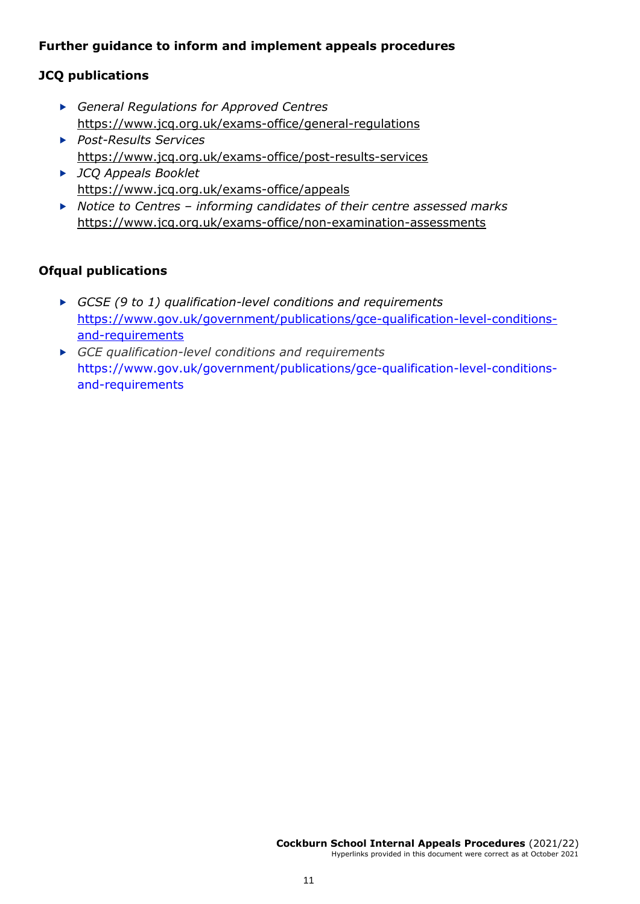**Further guidance to inform and implement appeals procedures**

**JCQ publications**

- *General Regulations for Approved Centres*
  https://www.jcq.org.uk/exams-office/general-regulations
- *Post-Results Services*
  https://www.jcq.org.uk/exams-office/post-results-services
- *JCQ Appeals Booklet*
  https://www.jcq.org.uk/exams-office/appeals
- *Notice to Centres – informing candidates of their centre assessed marks*
  https://www.jcq.org.uk/exams-office/non-examination-assessments

**Ofqual publications**

- *GCSE (9 to 1) qualification-level conditions and requirements*
  https://www.gov.uk/government/publications/gce-qualification-level-conditions-and-requirements
- *GCE qualification-level conditions and requirements*
  https://www.gov.uk/government/publications/gce-qualification-level-conditions-and-requirements

**Cockburn School Internal Appeals Procedures** (2021/22)
Hyperlinks provided in this document were correct as at October 2021